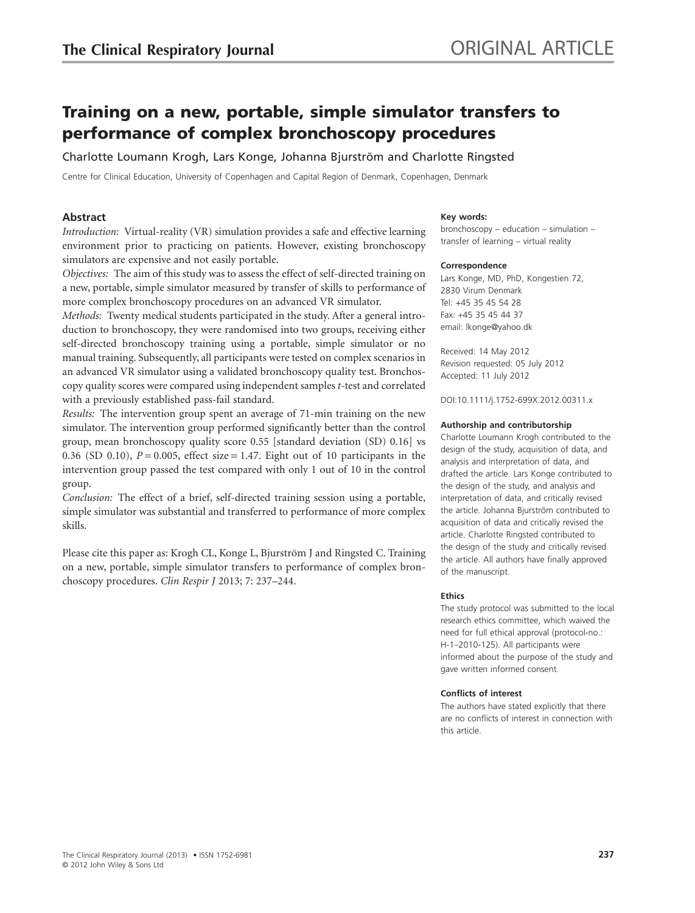The Clinical Respiratory Journal

ORIGINAL ARTICLE

# Training on a new, portable, simple simulator transfers to performance of complex bronchoscopy procedures

Charlotte Loumann Krogh, Lars Konge, Johanna Bjurström and Charlotte Ringsted

Centre for Clinical Education, University of Copenhagen and Capital Region of Denmark, Copenhagen, Denmark

## Abstract

*Introduction:* Virtual-reality (VR) simulation provides a safe and effective learning environment prior to practicing on patients. However, existing bronchoscopy simulators are expensive and not easily portable.

*Objectives:* The aim of this study was to assess the effect of self-directed training on a new, portable, simple simulator measured by transfer of skills to performance of more complex bronchoscopy procedures on an advanced VR simulator.

*Methods:* Twenty medical students participated in the study. After a general introduction to bronchoscopy, they were randomised into two groups, receiving either self-directed bronchoscopy training using a portable, simple simulator or no manual training. Subsequently, all participants were tested on complex scenarios in an advanced VR simulator using a validated bronchoscopy quality test. Bronchoscopy quality scores were compared using independent samples *t*-test and correlated with a previously established pass-fail standard.

*Results:* The intervention group spent an average of 71-min training on the new simulator. The intervention group performed significantly better than the control group, mean bronchoscopy quality score 0.55 [standard deviation (SD) 0.16] vs 0.36 (SD 0.10), $P = 0.005$, effect size = 1.47. Eight out of 10 participants in the intervention group passed the test compared with only 1 out of 10 in the control group.

*Conclusion:* The effect of a brief, self-directed training session using a portable, simple simulator was substantial and transferred to performance of more complex skills.

Please cite this paper as: Krogh CL, Konge L, Bjurström J and Ringsted C. Training on a new, portable, simple simulator transfers to performance of complex bronchoscopy procedures. *Clin Respir J* 2013; 7: 237–244.

**Key words:**
bronchoscopy – education – simulation – transfer of learning – virtual reality

**Correspondence**
Lars Konge, MD, PhD, Kongestien 72, 2830 Virum Denmark
Tel: +45 35 45 54 28
Fax: +45 35 45 44 37
email: lkonge@yahoo.dk

Received: 14 May 2012
Revision requested: 05 July 2012
Accepted: 11 July 2012

DOI:10.1111/j.1752-699X.2012.00311.x

**Authorship and contributorship**
Charlotte Loumann Krogh contributed to the design of the study, acquisition of data, and analysis and interpretation of data, and drafted the article. Lars Konge contributed to the design of the study, and analysis and interpretation of data, and critically revised the article. Johanna Bjurström contributed to acquisition of data and critically revised the article. Charlotte Ringsted contributed to the design of the study and critically revised the article. All authors have finally approved of the manuscript.

**Ethics**
The study protocol was submitted to the local research ethics committee, which waived the need for full ethical approval (protocol-no.: H-1–2010-125). All participants were informed about the purpose of the study and gave written informed consent.

**Conflicts of interest**
The authors have stated explicitly that there are no conflicts of interest in connection with this article.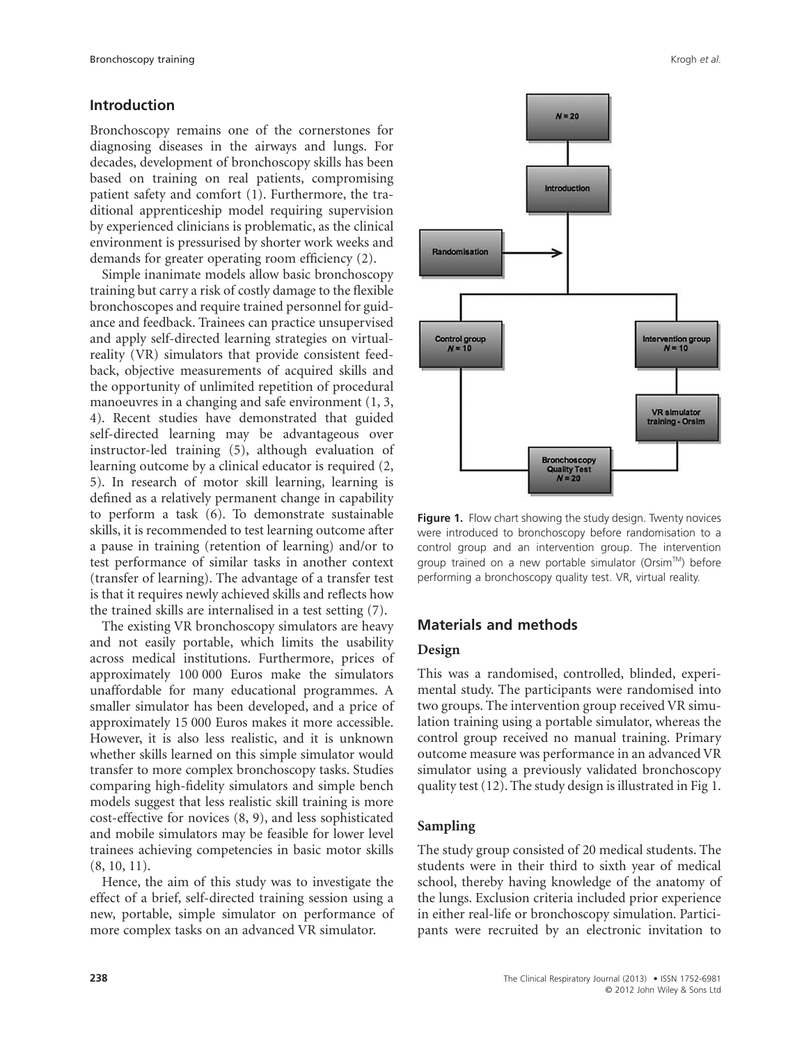## Introduction

Bronchoscopy remains one of the cornerstones for diagnosing diseases in the airways and lungs. For decades, development of bronchoscopy skills has been based on training on real patients, compromising patient safety and comfort (1). Furthermore, the traditional apprenticeship model requiring supervision by experienced clinicians is problematic, as the clinical environment is pressurised by shorter work weeks and demands for greater operating room efficiency (2).

Simple inanimate models allow basic bronchoscopy training but carry a risk of costly damage to the flexible bronchoscopes and require trained personnel for guidance and feedback. Trainees can practice unsupervised and apply self-directed learning strategies on virtual-reality (VR) simulators that provide consistent feedback, objective measurements of acquired skills and the opportunity of unlimited repetition of procedural manoeuvres in a changing and safe environment (1, 3, 4). Recent studies have demonstrated that guided self-directed learning may be advantageous over instructor-led training (5), although evaluation of learning outcome by a clinical educator is required (2, 5). In research of motor skill learning, learning is defined as a relatively permanent change in capability to perform a task (6). To demonstrate sustainable skills, it is recommended to test learning outcome after a pause in training (retention of learning) and/or to test performance of similar tasks in another context (transfer of learning). The advantage of a transfer test is that it requires newly achieved skills and reflects how the trained skills are internalised in a test setting (7).

The existing VR bronchoscopy simulators are heavy and not easily portable, which limits the usability across medical institutions. Furthermore, prices of approximately 100 000 Euros make the simulators unaffordable for many educational programmes. A smaller simulator has been developed, and a price of approximately 15 000 Euros makes it more accessible. However, it is also less realistic, and it is unknown whether skills learned on this simple simulator would transfer to more complex bronchoscopy tasks. Studies comparing high-fidelity simulators and simple bench models suggest that less realistic skill training is more cost-effective for novices (8, 9), and less sophisticated and mobile simulators may be feasible for lower level trainees achieving competencies in basic motor skills (8, 10, 11).

Hence, the aim of this study was to investigate the effect of a brief, self-directed training session using a new, portable, simple simulator on performance of more complex tasks on an advanced VR simulator.

N = 20 → Introduction → Randomisation → Control group N = 10 / Intervention group N = 10 → VR simulator training - Orsim → Bronchoscopy Quality Test N = 20

**Figure 1.** Flow chart showing the study design. Twenty novices were introduced to bronchoscopy before randomisation to a control group and an intervention group. The intervention group trained on a new portable simulator (Orsim™) before performing a bronchoscopy quality test. VR, virtual reality.

## Materials and methods

### Design

This was a randomised, controlled, blinded, experimental study. The participants were randomised into two groups. The intervention group received VR simulation training using a portable simulator, whereas the control group received no manual training. Primary outcome measure was performance in an advanced VR simulator using a previously validated bronchoscopy quality test (12). The study design is illustrated in Fig 1.

### Sampling

The study group consisted of 20 medical students. The students were in their third to sixth year of medical school, thereby having knowledge of the anatomy of the lungs. Exclusion criteria included prior experience in either real-life or bronchoscopy simulation. Participants were recruited by an electronic invitation to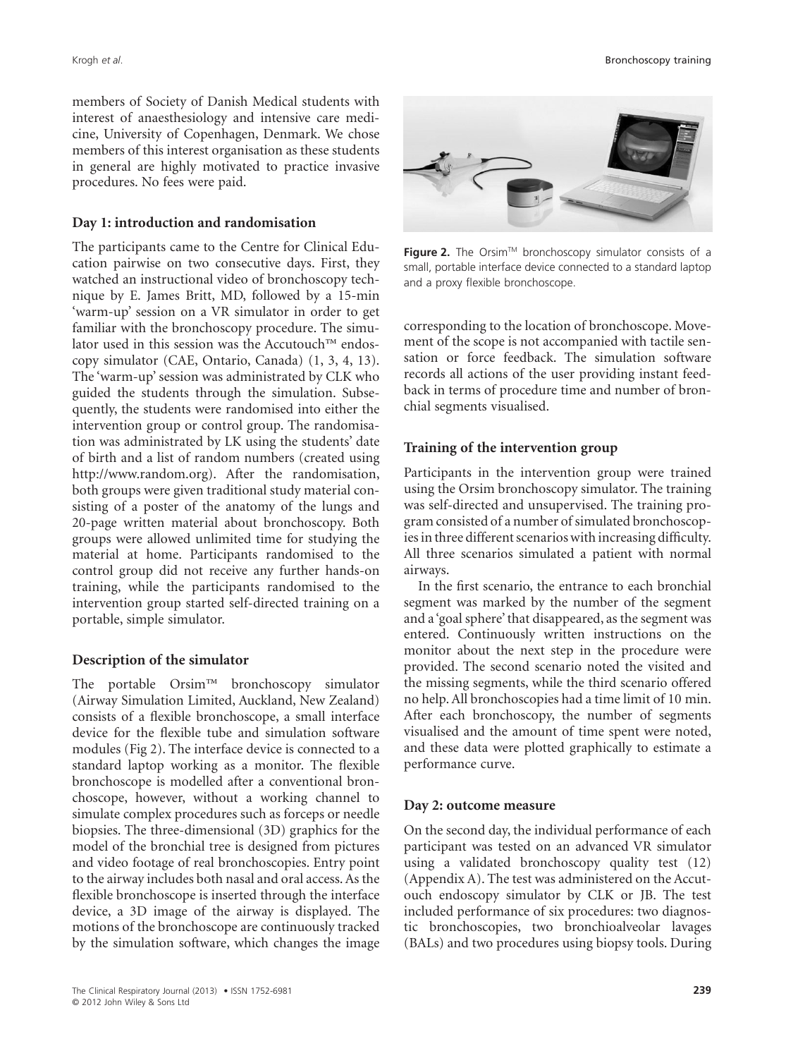members of Society of Danish Medical students with interest of anaesthesiology and intensive care medicine, University of Copenhagen, Denmark. We chose members of this interest organisation as these students in general are highly motivated to practice invasive procedures. No fees were paid.

### Day 1: introduction and randomisation

The participants came to the Centre for Clinical Education pairwise on two consecutive days. First, they watched an instructional video of bronchoscopy technique by E. James Britt, MD, followed by a 15-min 'warm-up' session on a VR simulator in order to get familiar with the bronchoscopy procedure. The simulator used in this session was the Accutouch™ endoscopy simulator (CAE, Ontario, Canada) (1, 3, 4, 13). The 'warm-up' session was administrated by CLK who guided the students through the simulation. Subsequently, the students were randomised into either the intervention group or control group. The randomisation was administrated by LK using the students' date of birth and a list of random numbers (created using http://www.random.org). After the randomisation, both groups were given traditional study material consisting of a poster of the anatomy of the lungs and 20-page written material about bronchoscopy. Both groups were allowed unlimited time for studying the material at home. Participants randomised to the control group did not receive any further hands-on training, while the participants randomised to the intervention group started self-directed training on a portable, simple simulator.

### Description of the simulator

The portable Orsim™ bronchoscopy simulator (Airway Simulation Limited, Auckland, New Zealand) consists of a flexible bronchoscope, a small interface device for the flexible tube and simulation software modules (Fig 2). The interface device is connected to a standard laptop working as a monitor. The flexible bronchoscope is modelled after a conventional bronchoscope, however, without a working channel to simulate complex procedures such as forceps or needle biopsies. The three-dimensional (3D) graphics for the model of the bronchial tree is designed from pictures and video footage of real bronchoscopies. Entry point to the airway includes both nasal and oral access. As the flexible bronchoscope is inserted through the interface device, a 3D image of the airway is displayed. The motions of the bronchoscope are continuously tracked by the simulation software, which changes the image corresponding to the location of bronchoscope. Movement of the scope is not accompanied with tactile sensation or force feedback. The simulation software records all actions of the user providing instant feedback in terms of procedure time and number of bronchial segments visualised.

**Figure 2.** The Orsim™ bronchoscopy simulator consists of a small, portable interface device connected to a standard laptop and a proxy flexible bronchoscope.

### Training of the intervention group

Participants in the intervention group were trained using the Orsim bronchoscopy simulator. The training was self-directed and unsupervised. The training program consisted of a number of simulated bronchoscopies in three different scenarios with increasing difficulty. All three scenarios simulated a patient with normal airways.

In the first scenario, the entrance to each bronchial segment was marked by the number of the segment and a 'goal sphere' that disappeared, as the segment was entered. Continuously written instructions on the monitor about the next step in the procedure were provided. The second scenario noted the visited and the missing segments, while the third scenario offered no help. All bronchoscopies had a time limit of 10 min. After each bronchoscopy, the number of segments visualised and the amount of time spent were noted, and these data were plotted graphically to estimate a performance curve.

### Day 2: outcome measure

On the second day, the individual performance of each participant was tested on an advanced VR simulator using a validated bronchoscopy quality test (12) (Appendix A). The test was administered on the Accutouch endoscopy simulator by CLK or JB. The test included performance of six procedures: two diagnostic bronchoscopies, two bronchioalveolar lavages (BALs) and two procedures using biopsy tools. During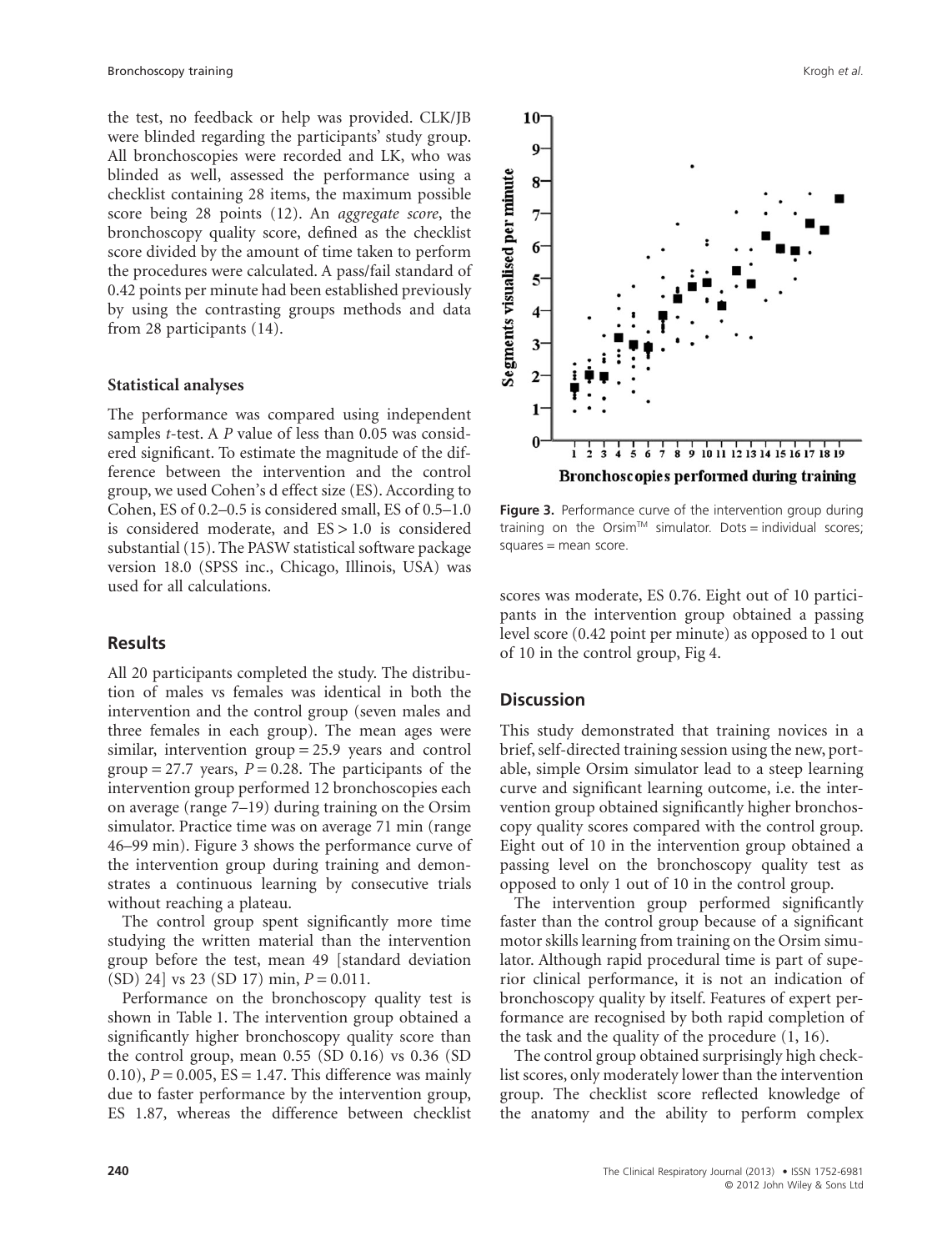the test, no feedback or help was provided. CLK/JB were blinded regarding the participants' study group. All bronchoscopies were recorded and LK, who was blinded as well, assessed the performance using a checklist containing 28 items, the maximum possible score being 28 points (12). An *aggregate score*, the bronchoscopy quality score, defined as the checklist score divided by the amount of time taken to perform the procedures were calculated. A pass/fail standard of 0.42 points per minute had been established previously by using the contrasting groups methods and data from 28 participants (14).

### Statistical analyses

The performance was compared using independent samples *t*-test. A *P* value of less than 0.05 was considered significant. To estimate the magnitude of the difference between the intervention and the control group, we used Cohen's d effect size (ES). According to Cohen, ES of 0.2–0.5 is considered small, ES of 0.5–1.0 is considered moderate, and ES > 1.0 is considered substantial (15). The PASW statistical software package version 18.0 (SPSS inc., Chicago, Illinois, USA) was used for all calculations.

## Results

All 20 participants completed the study. The distribution of males vs females was identical in both the intervention and the control group (seven males and three females in each group). The mean ages were similar, intervention group = 25.9 years and control group = 27.7 years, $P = 0.28$. The participants of the intervention group performed 12 bronchoscopies each on average (range 7–19) during training on the Orsim simulator. Practice time was on average 71 min (range 46–99 min). Figure 3 shows the performance curve of the intervention group during training and demonstrates a continuous learning by consecutive trials without reaching a plateau.

The control group spent significantly more time studying the written material than the intervention group before the test, mean 49 [standard deviation (SD) 24] vs 23 (SD 17) min, $P = 0.011$.

Performance on the bronchoscopy quality test is shown in Table 1. The intervention group obtained a significantly higher bronchoscopy quality score than the control group, mean 0.55 (SD 0.16) vs 0.36 (SD 0.10), $P = 0.005$, ES = 1.47. This difference was mainly due to faster performance by the intervention group, ES 1.87, whereas the difference between checklist scores was moderate, ES 0.76. Eight out of 10 participants in the intervention group obtained a passing level score (0.42 point per minute) as opposed to 1 out of 10 in the control group, Fig 4.

**Figure 3.** Performance curve of the intervention group during training on the Orsim™ simulator. Dots = individual scores; squares = mean score.

## Discussion

This study demonstrated that training novices in a brief, self-directed training session using the new, portable, simple Orsim simulator lead to a steep learning curve and significant learning outcome, i.e. the intervention group obtained significantly higher bronchoscopy quality scores compared with the control group. Eight out of 10 in the intervention group obtained a passing level on the bronchoscopy quality test as opposed to only 1 out of 10 in the control group.

The intervention group performed significantly faster than the control group because of a significant motor skills learning from training on the Orsim simulator. Although rapid procedural time is part of superior clinical performance, it is not an indication of bronchoscopy quality by itself. Features of expert performance are recognised by both rapid completion of the task and the quality of the procedure (1, 16).

The control group obtained surprisingly high checklist scores, only moderately lower than the intervention group. The checklist score reflected knowledge of the anatomy and the ability to perform complex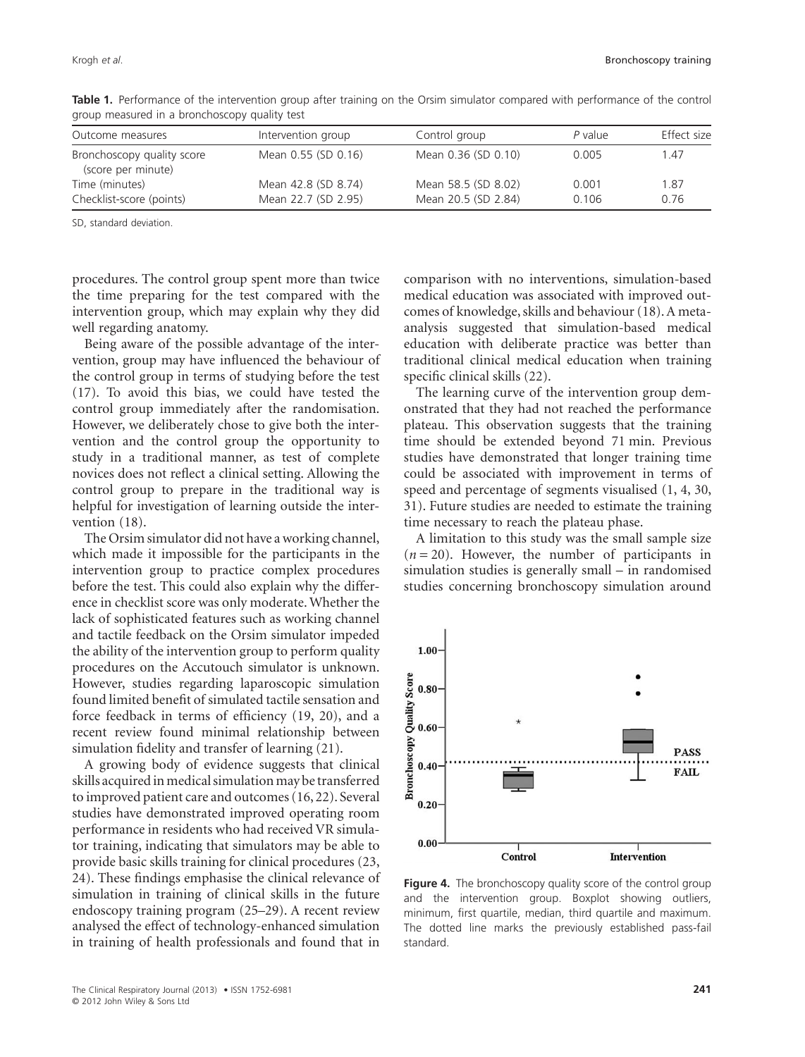**Table 1.** Performance of the intervention group after training on the Orsim simulator compared with performance of the control group measured in a bronchoscopy quality test

| Outcome measures | Intervention group | Control group | *P* value | Effect size |
|---|---|---|---|---|
| Bronchoscopy quality score (score per minute) | Mean 0.55 (SD 0.16) | Mean 0.36 (SD 0.10) | 0.005 | 1.47 |
| Time (minutes) | Mean 42.8 (SD 8.74) | Mean 58.5 (SD 8.02) | 0.001 | 1.87 |
| Checklist-score (points) | Mean 22.7 (SD 2.95) | Mean 20.5 (SD 2.84) | 0.106 | 0.76 |

SD, standard deviation.

procedures. The control group spent more than twice the time preparing for the test compared with the intervention group, which may explain why they did well regarding anatomy.

Being aware of the possible advantage of the intervention, group may have influenced the behaviour of the control group in terms of studying before the test (17). To avoid this bias, we could have tested the control group immediately after the randomisation. However, we deliberately chose to give both the intervention and the control group the opportunity to study in a traditional manner, as test of complete novices does not reflect a clinical setting. Allowing the control group to prepare in the traditional way is helpful for investigation of learning outside the intervention (18).

The Orsim simulator did not have a working channel, which made it impossible for the participants in the intervention group to practice complex procedures before the test. This could also explain why the difference in checklist score was only moderate. Whether the lack of sophisticated features such as working channel and tactile feedback on the Orsim simulator impeded the ability of the intervention group to perform quality procedures on the Accutouch simulator is unknown. However, studies regarding laparoscopic simulation found limited benefit of simulated tactile sensation and force feedback in terms of efficiency (19, 20), and a recent review found minimal relationship between simulation fidelity and transfer of learning (21).

A growing body of evidence suggests that clinical skills acquired in medical simulation may be transferred to improved patient care and outcomes (16, 22). Several studies have demonstrated improved operating room performance in residents who had received VR simulator training, indicating that simulators may be able to provide basic skills training for clinical procedures (23, 24). These findings emphasise the clinical relevance of simulation in training of clinical skills in the future endoscopy training program (25–29). A recent review analysed the effect of technology-enhanced simulation in training of health professionals and found that in comparison with no interventions, simulation-based medical education was associated with improved outcomes of knowledge, skills and behaviour (18). A meta-analysis suggested that simulation-based medical education with deliberate practice was better than traditional clinical medical education when training specific clinical skills (22).

The learning curve of the intervention group demonstrated that they had not reached the performance plateau. This observation suggests that the training time should be extended beyond 71 min. Previous studies have demonstrated that longer training time could be associated with improvement in terms of speed and percentage of segments visualised (1, 4, 30, 31). Future studies are needed to estimate the training time necessary to reach the plateau phase.

A limitation to this study was the small sample size ($n = 20$). However, the number of participants in simulation studies is generally small – in randomised studies concerning bronchoscopy simulation around

**Figure 4.** The bronchoscopy quality score of the control group and the intervention group. Boxplot showing outliers, minimum, first quartile, median, third quartile and maximum. The dotted line marks the previously established pass-fail standard.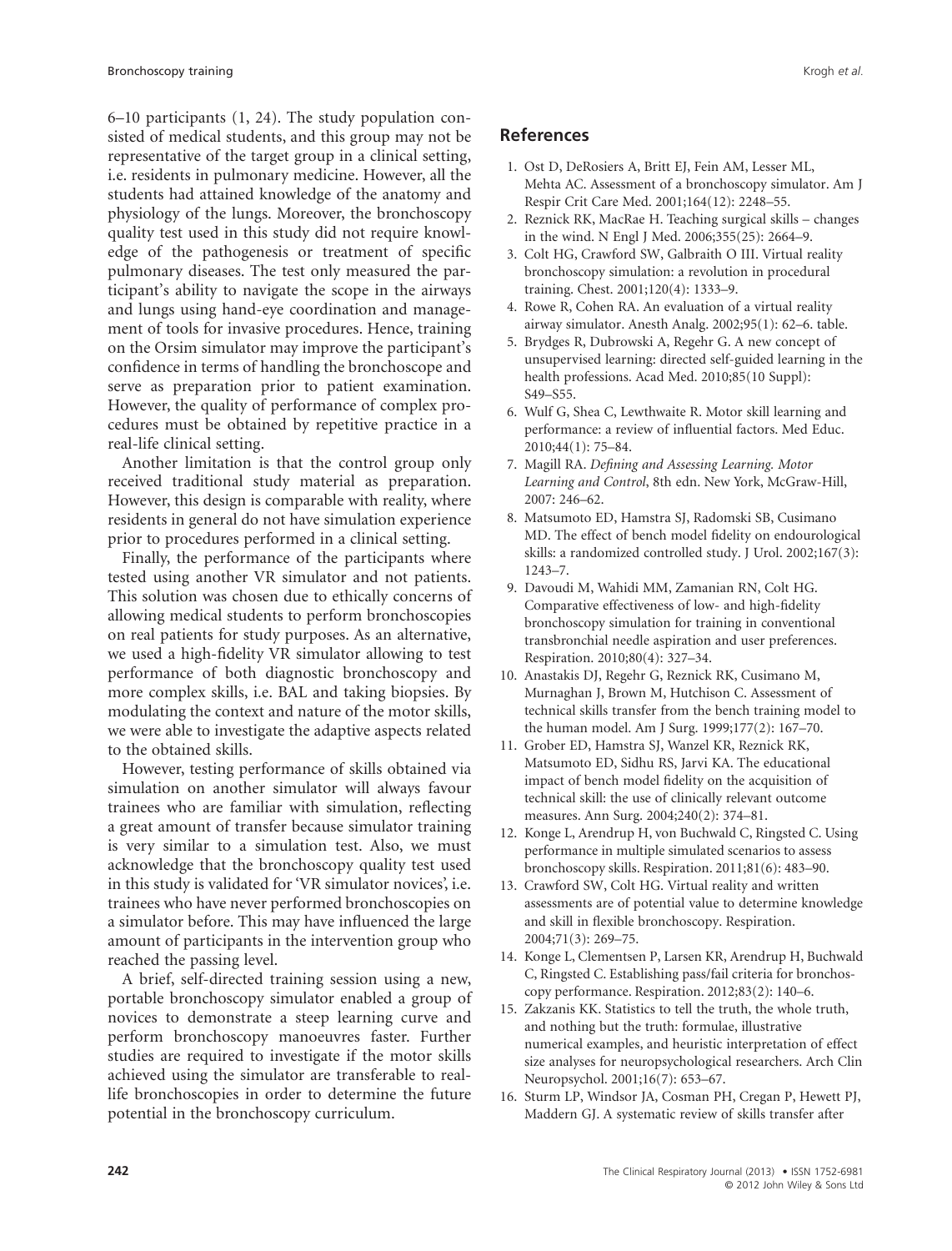6–10 participants (1, 24). The study population consisted of medical students, and this group may not be representative of the target group in a clinical setting, i.e. residents in pulmonary medicine. However, all the students had attained knowledge of the anatomy and physiology of the lungs. Moreover, the bronchoscopy quality test used in this study did not require knowledge of the pathogenesis or treatment of specific pulmonary diseases. The test only measured the participant's ability to navigate the scope in the airways and lungs using hand-eye coordination and management of tools for invasive procedures. Hence, training on the Orsim simulator may improve the participant's confidence in terms of handling the bronchoscope and serve as preparation prior to patient examination. However, the quality of performance of complex procedures must be obtained by repetitive practice in a real-life clinical setting.

Another limitation is that the control group only received traditional study material as preparation. However, this design is comparable with reality, where residents in general do not have simulation experience prior to procedures performed in a clinical setting.

Finally, the performance of the participants where tested using another VR simulator and not patients. This solution was chosen due to ethically concerns of allowing medical students to perform bronchoscopies on real patients for study purposes. As an alternative, we used a high-fidelity VR simulator allowing to test performance of both diagnostic bronchoscopy and more complex skills, i.e. BAL and taking biopsies. By modulating the context and nature of the motor skills, we were able to investigate the adaptive aspects related to the obtained skills.

However, testing performance of skills obtained via simulation on another simulator will always favour trainees who are familiar with simulation, reflecting a great amount of transfer because simulator training is very similar to a simulation test. Also, we must acknowledge that the bronchoscopy quality test used in this study is validated for 'VR simulator novices', i.e. trainees who have never performed bronchoscopies on a simulator before. This may have influenced the large amount of participants in the intervention group who reached the passing level.

A brief, self-directed training session using a new, portable bronchoscopy simulator enabled a group of novices to demonstrate a steep learning curve and perform bronchoscopy manoeuvres faster. Further studies are required to investigate if the motor skills achieved using the simulator are transferable to real-life bronchoscopies in order to determine the future potential in the bronchoscopy curriculum.

## References

1. Ost D, DeRosiers A, Britt EJ, Fein AM, Lesser ML, Mehta AC. Assessment of a bronchoscopy simulator. Am J Respir Crit Care Med. 2001;164(12): 2248–55.
2. Reznick RK, MacRae H. Teaching surgical skills – changes in the wind. N Engl J Med. 2006;355(25): 2664–9.
3. Colt HG, Crawford SW, Galbraith O III. Virtual reality bronchoscopy simulation: a revolution in procedural training. Chest. 2001;120(4): 1333–9.
4. Rowe R, Cohen RA. An evaluation of a virtual reality airway simulator. Anesth Analg. 2002;95(1): 62–6. table.
5. Brydges R, Dubrowski A, Regehr G. A new concept of unsupervised learning: directed self-guided learning in the health professions. Acad Med. 2010;85(10 Suppl): S49–S55.
6. Wulf G, Shea C, Lewthwaite R. Motor skill learning and performance: a review of influential factors. Med Educ. 2010;44(1): 75–84.
7. Magill RA. *Defining and Assessing Learning. Motor Learning and Control*, 8th edn. New York, McGraw-Hill, 2007: 246–62.
8. Matsumoto ED, Hamstra SJ, Radomski SB, Cusimano MD. The effect of bench model fidelity on endourological skills: a randomized controlled study. J Urol. 2002;167(3): 1243–7.
9. Davoudi M, Wahidi MM, Zamanian RN, Colt HG. Comparative effectiveness of low- and high-fidelity bronchoscopy simulation for training in conventional transbronchial needle aspiration and user preferences. Respiration. 2010;80(4): 327–34.
10. Anastakis DJ, Regehr G, Reznick RK, Cusimano M, Murnaghan J, Brown M, Hutchison C. Assessment of technical skills transfer from the bench training model to the human model. Am J Surg. 1999;177(2): 167–70.
11. Grober ED, Hamstra SJ, Wanzel KR, Reznick RK, Matsumoto ED, Sidhu RS, Jarvi KA. The educational impact of bench model fidelity on the acquisition of technical skill: the use of clinically relevant outcome measures. Ann Surg. 2004;240(2): 374–81.
12. Konge L, Arendrup H, von Buchwald C, Ringsted C. Using performance in multiple simulated scenarios to assess bronchoscopy skills. Respiration. 2011;81(6): 483–90.
13. Crawford SW, Colt HG. Virtual reality and written assessments are of potential value to determine knowledge and skill in flexible bronchoscopy. Respiration. 2004;71(3): 269–75.
14. Konge L, Clementsen P, Larsen KR, Arendrup H, Buchwald C, Ringsted C. Establishing pass/fail criteria for bronchoscopy performance. Respiration. 2012;83(2): 140–6.
15. Zakzanis KK. Statistics to tell the truth, the whole truth, and nothing but the truth: formulae, illustrative numerical examples, and heuristic interpretation of effect size analyses for neuropsychological researchers. Arch Clin Neuropsychol. 2001;16(7): 653–67.
16. Sturm LP, Windsor JA, Cosman PH, Cregan P, Hewett PJ, Maddern GJ. A systematic review of skills transfer after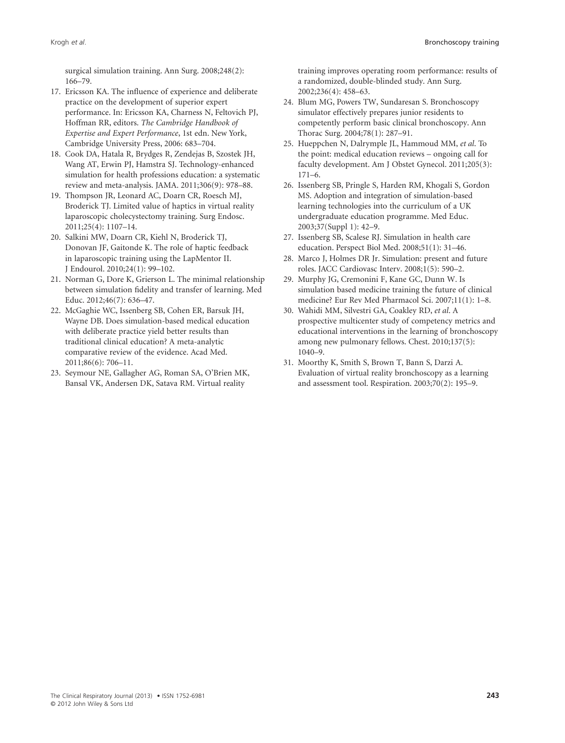surgical simulation training. Ann Surg. 2008;248(2): 166–79.

17. Ericsson KA. The influence of experience and deliberate practice on the development of superior expert performance. In: Ericsson KA, Charness N, Feltovich PJ, Hoffman RR, editors. *The Cambridge Handbook of Expertise and Expert Performance*, 1st edn. New York, Cambridge University Press, 2006: 683–704.
18. Cook DA, Hatala R, Brydges R, Zendejas B, Szostek JH, Wang AT, Erwin PJ, Hamstra SJ. Technology-enhanced simulation for health professions education: a systematic review and meta-analysis. JAMA. 2011;306(9): 978–88.
19. Thompson JR, Leonard AC, Doarn CR, Roesch MJ, Broderick TJ. Limited value of haptics in virtual reality laparoscopic cholecystectomy training. Surg Endosc. 2011;25(4): 1107–14.
20. Salkini MW, Doarn CR, Kiehl N, Broderick TJ, Donovan JF, Gaitonde K. The role of haptic feedback in laparoscopic training using the LapMentor II. J Endourol. 2010;24(1): 99–102.
21. Norman G, Dore K, Grierson L. The minimal relationship between simulation fidelity and transfer of learning. Med Educ. 2012;46(7): 636–47.
22. McGaghie WC, Issenberg SB, Cohen ER, Barsuk JH, Wayne DB. Does simulation-based medical education with deliberate practice yield better results than traditional clinical education? A meta-analytic comparative review of the evidence. Acad Med. 2011;86(6): 706–11.
23. Seymour NE, Gallagher AG, Roman SA, O'Brien MK, Bansal VK, Andersen DK, Satava RM. Virtual reality training improves operating room performance: results of a randomized, double-blinded study. Ann Surg. 2002;236(4): 458–63.
24. Blum MG, Powers TW, Sundaresan S. Bronchoscopy simulator effectively prepares junior residents to competently perform basic clinical bronchoscopy. Ann Thorac Surg. 2004;78(1): 287–91.
25. Hueppchen N, Dalrymple JL, Hammoud MM, *et al*. To the point: medical education reviews – ongoing call for faculty development. Am J Obstet Gynecol. 2011;205(3): 171–6.
26. Issenberg SB, Pringle S, Harden RM, Khogali S, Gordon MS. Adoption and integration of simulation-based learning technologies into the curriculum of a UK undergraduate education programme. Med Educ. 2003;37(Suppl 1): 42–9.
27. Issenberg SB, Scalese RJ. Simulation in health care education. Perspect Biol Med. 2008;51(1): 31–46.
28. Marco J, Holmes DR Jr. Simulation: present and future roles. JACC Cardiovasc Interv. 2008;1(5): 590–2.
29. Murphy JG, Cremonini F, Kane GC, Dunn W. Is simulation based medicine training the future of clinical medicine? Eur Rev Med Pharmacol Sci. 2007;11(1): 1–8.
30. Wahidi MM, Silvestri GA, Coakley RD, *et al*. A prospective multicenter study of competency metrics and educational interventions in the learning of bronchoscopy among new pulmonary fellows. Chest. 2010;137(5): 1040–9.
31. Moorthy K, Smith S, Brown T, Bann S, Darzi A. Evaluation of virtual reality bronchoscopy as a learning and assessment tool. Respiration. 2003;70(2): 195–9.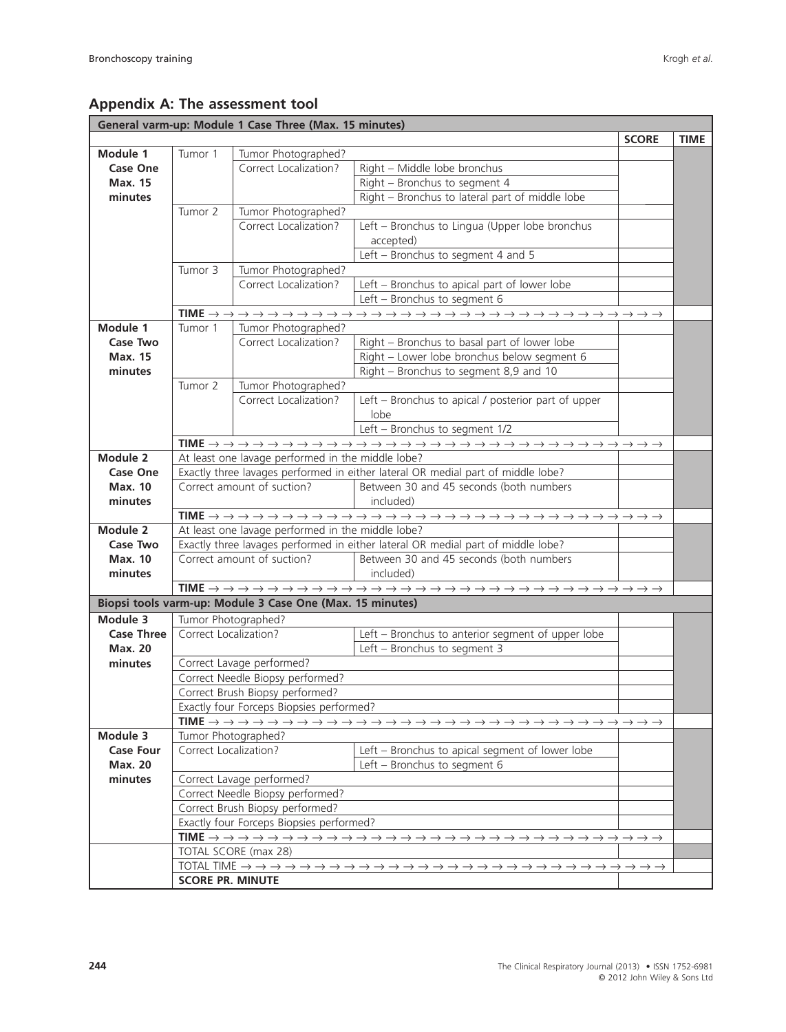## Appendix A: The assessment tool

| General varm-up: Module 1 Case Three (Max. 15 minutes) | | | | | |
|---|---|---|---|---|---|
| | | | | **SCORE** | **TIME** |
| **Module 1 Case One Max. 15 minutes** | Tumor 1 | Tumor Photographed? | | | |
| | | Correct Localization? | Right – Middle lobe bronchus<br>Right – Bronchus to segment 4<br>Right – Bronchus to lateral part of middle lobe | | |
| | Tumor 2 | Tumor Photographed? | | | |
| | | Correct Localization? | Left – Bronchus to Lingua (Upper lobe bronchus accepted)<br>Left – Bronchus to segment 4 and 5 | | |
| | Tumor 3 | Tumor Photographed? | | | |
| | | Correct Localization? | Left – Bronchus to apical part of lower lobe<br>Left – Bronchus to segment 6 | | |
| | **TIME** → → → → → → → → → → → → → → → → → → → → → → → → → → → → → → → → → → → → | | | | |
| **Module 1 Case Two Max. 15 minutes** | Tumor 1 | Tumor Photographed? | | | |
| | | Correct Localization? | Right – Bronchus to basal part of lower lobe<br>Right – Lower lobe bronchus below segment 6<br>Right – Bronchus to segment 8,9 and 10 | | |
| | Tumor 2 | Tumor Photographed? | | | |
| | | Correct Localization? | Left – Bronchus to apical / posterior part of upper lobe<br>Left – Bronchus to segment 1/2 | | |
| | **TIME** → → → → → → → → → → → → → → → → → → → → → → → → → → → → → → → → → → → → | | | | |
| **Module 2 Case One Max. 10 minutes** | At least one lavage performed in the middle lobe? | | | | |
| | Exactly three lavages performed in either lateral OR medial part of middle lobe? | | | | |
| | Correct amount of suction? | | Between 30 and 45 seconds (both numbers included) | | |
| | **TIME** → → → → → → → → → → → → → → → → → → → → → → → → → → → → → → → → → → → → | | | | |
| **Module 2 Case Two Max. 10 minutes** | At least one lavage performed in the middle lobe? | | | | |
| | Exactly three lavages performed in either lateral OR medial part of middle lobe? | | | | |
| | Correct amount of suction? | | Between 30 and 45 seconds (both numbers included) | | |
| | **TIME** → → → → → → → → → → → → → → → → → → → → → → → → → → → → → → → → → → → → | | | | |
| **Biopsi tools varm-up: Module 3 Case One (Max. 15 minutes)** | | | | | |
| **Module 3 Case Three Max. 20 minutes** | Tumor Photographed? | | | | |
| | Correct Localization? | | Left – Bronchus to anterior segment of upper lobe<br>Left – Bronchus to segment 3 | | |
| | Correct Lavage performed? | | | | |
| | Correct Needle Biopsy performed? | | | | |
| | Correct Brush Biopsy performed? | | | | |
| | Exactly four Forceps Biopsies performed? | | | | |
| | **TIME** → → → → → → → → → → → → → → → → → → → → → → → → → → → → → → → → → → → → | | | | |
| **Module 3 Case Four Max. 20 minutes** | Tumor Photographed? | | | | |
| | Correct Localization? | | Left – Bronchus to apical segment of lower lobe<br>Left – Bronchus to segment 6 | | |
| | Correct Lavage performed? | | | | |
| | Correct Needle Biopsy performed? | | | | |
| | Correct Brush Biopsy performed? | | | | |
| | Exactly four Forceps Biopsies performed? | | | | |
| | **TIME** → → → → → → → → → → → → → → → → → → → → → → → → → → → → → → → → → → → → | | | | |
| | TOTAL SCORE (max 28) | | | | |
| | TOTAL TIME → → → → → → → → → → → → → → → → → → → → → → → → → → → → → → → → → → | | | | |
| | **SCORE PR. MINUTE** | | | | |